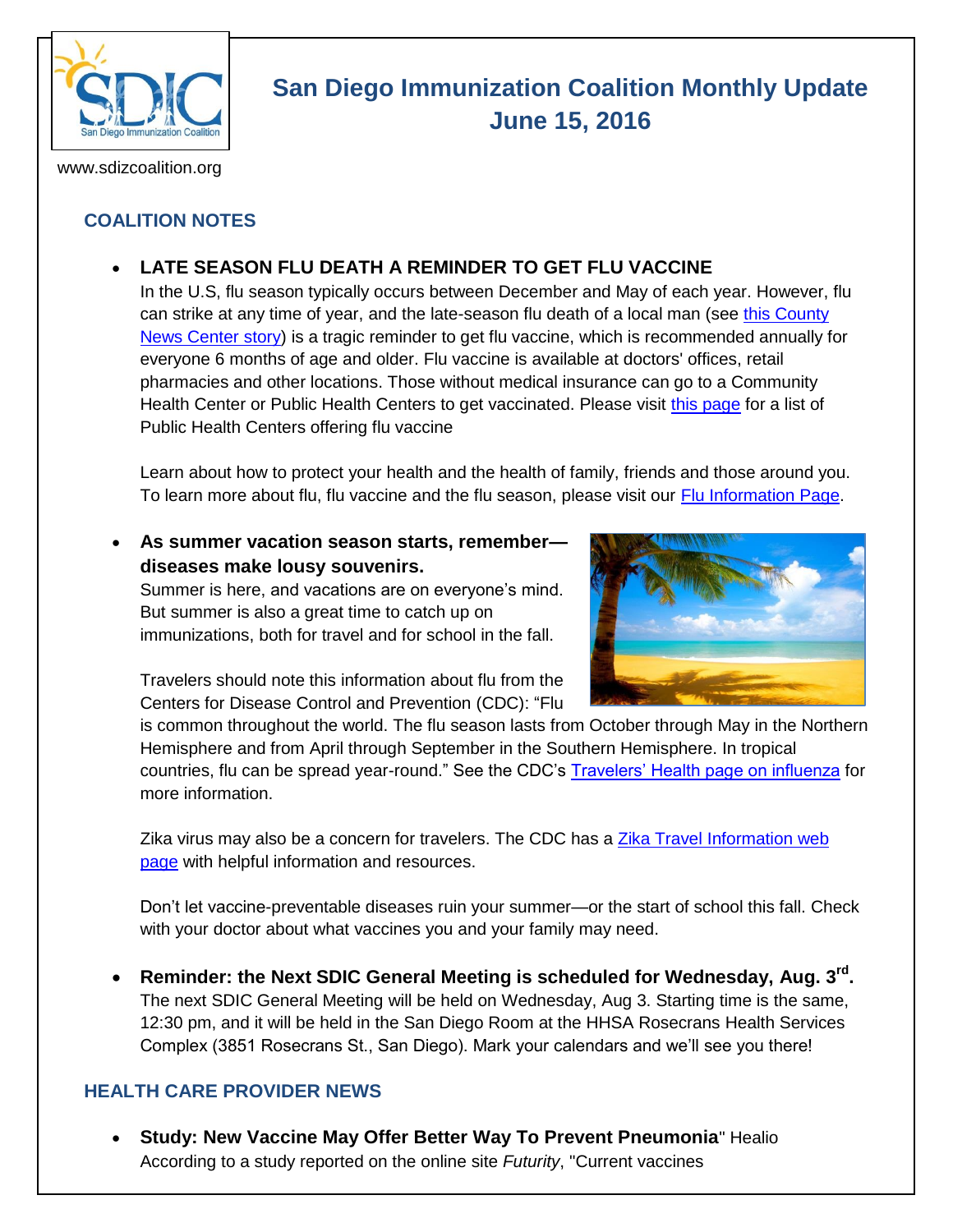# San Diego Immunization Coalition Monthly Update
## June 15, 2016

www.sdizcoalition.org

## COALITION NOTES

- **LATE SEASON FLU DEATH A REMINDER TO GET FLU VACCINE**
  In the U.S, flu season typically occurs between December and May of each year. However, flu can strike at any time of year, and the late-season flu death of a local man (see this County News Center story) is a tragic reminder to get flu vaccine, which is recommended annually for everyone 6 months of age and older. Flu vaccine is available at doctors' offices, retail pharmacies and other locations. Those without medical insurance can go to a Community Health Center or Public Health Centers to get vaccinated. Please visit this page for a list of Public Health Centers offering flu vaccine

  Learn about how to protect your health and the health of family, friends and those around you. To learn more about flu, flu vaccine and the flu season, please visit our Flu Information Page.

- **As summer vacation season starts, remember—diseases make lousy souvenirs.**
  Summer is here, and vacations are on everyone's mind. But summer is also a great time to catch up on immunizations, both for travel and for school in the fall.

  Travelers should note this information about flu from the Centers for Disease Control and Prevention (CDC): "Flu is common throughout the world. The flu season lasts from October through May in the Northern Hemisphere and from April through September in the Southern Hemisphere. In tropical countries, flu can be spread year-round." See the CDC's Travelers' Health page on influenza for more information.

  Zika virus may also be a concern for travelers. The CDC has a Zika Travel Information web page with helpful information and resources.

  Don't let vaccine-preventable diseases ruin your summer—or the start of school this fall. Check with your doctor about what vaccines you and your family may need.

- **Reminder: the Next SDIC General Meeting is scheduled for Wednesday, Aug. 3rd.**
  The next SDIC General Meeting will be held on Wednesday, Aug 3. Starting time is the same, 12:30 pm, and it will be held in the San Diego Room at the HHSA Rosecrans Health Services Complex (3851 Rosecrans St., San Diego). Mark your calendars and we'll see you there!

## HEALTH CARE PROVIDER NEWS

- **Study: New Vaccine May Offer Better Way To Prevent Pneumonia**" Healio
  According to a study reported on the online site *Futurity*, "Current vaccines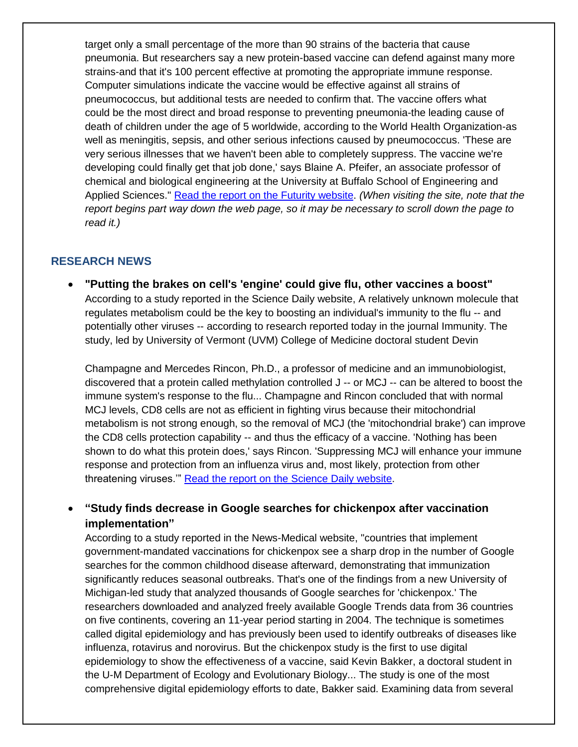target only a small percentage of the more than 90 strains of the bacteria that cause pneumonia. But researchers say a new protein-based vaccine can defend against many more strains-and that it's 100 percent effective at promoting the appropriate immune response. Computer simulations indicate the vaccine would be effective against all strains of pneumococcus, but additional tests are needed to confirm that. The vaccine offers what could be the most direct and broad response to preventing pneumonia-the leading cause of death of children under the age of 5 worldwide, according to the World Health Organization-as well as meningitis, sepsis, and other serious infections caused by pneumococcus. 'These are very serious illnesses that we haven't been able to completely suppress. The vaccine we're developing could finally get that job done,' says Blaine A. Pfeifer, an associate professor of chemical and biological engineering at the University at Buffalo School of Engineering and Applied Sciences." [Read the report on the Futurity website](). *(When visiting the site, note that the report begins part way down the web page, so it may be necessary to scroll down the page to read it.)*

## RESEARCH NEWS

- **"Putting the brakes on cell's 'engine' could give flu, other vaccines a boost"**
  According to a study reported in the Science Daily website, A relatively unknown molecule that regulates metabolism could be the key to boosting an individual's immunity to the flu -- and potentially other viruses -- according to research reported today in the journal Immunity. The study, led by University of Vermont (UVM) College of Medicine doctoral student Devin

  Champagne and Mercedes Rincon, Ph.D., a professor of medicine and an immunobiologist, discovered that a protein called methylation controlled J -- or MCJ -- can be altered to boost the immune system's response to the flu... Champagne and Rincon concluded that with normal MCJ levels, CD8 cells are not as efficient in fighting virus because their mitochondrial metabolism is not strong enough, so the removal of MCJ (the 'mitochondrial brake') can improve the CD8 cells protection capability -- and thus the efficacy of a vaccine. 'Nothing has been shown to do what this protein does,' says Rincon. 'Suppressing MCJ will enhance your immune response and protection from an influenza virus and, most likely, protection from other threatening viruses.'" [Read the report on the Science Daily website]().

- **"Study finds decrease in Google searches for chickenpox after vaccination implementation"**
  According to a study reported in the News-Medical website, "countries that implement government-mandated vaccinations for chickenpox see a sharp drop in the number of Google searches for the common childhood disease afterward, demonstrating that immunization significantly reduces seasonal outbreaks. That's one of the findings from a new University of Michigan-led study that analyzed thousands of Google searches for 'chickenpox.' The researchers downloaded and analyzed freely available Google Trends data from 36 countries on five continents, covering an 11-year period starting in 2004. The technique is sometimes called digital epidemiology and has previously been used to identify outbreaks of diseases like influenza, rotavirus and norovirus. But the chickenpox study is the first to use digital epidemiology to show the effectiveness of a vaccine, said Kevin Bakker, a doctoral student in the U-M Department of Ecology and Evolutionary Biology... The study is one of the most comprehensive digital epidemiology efforts to date, Bakker said. Examining data from several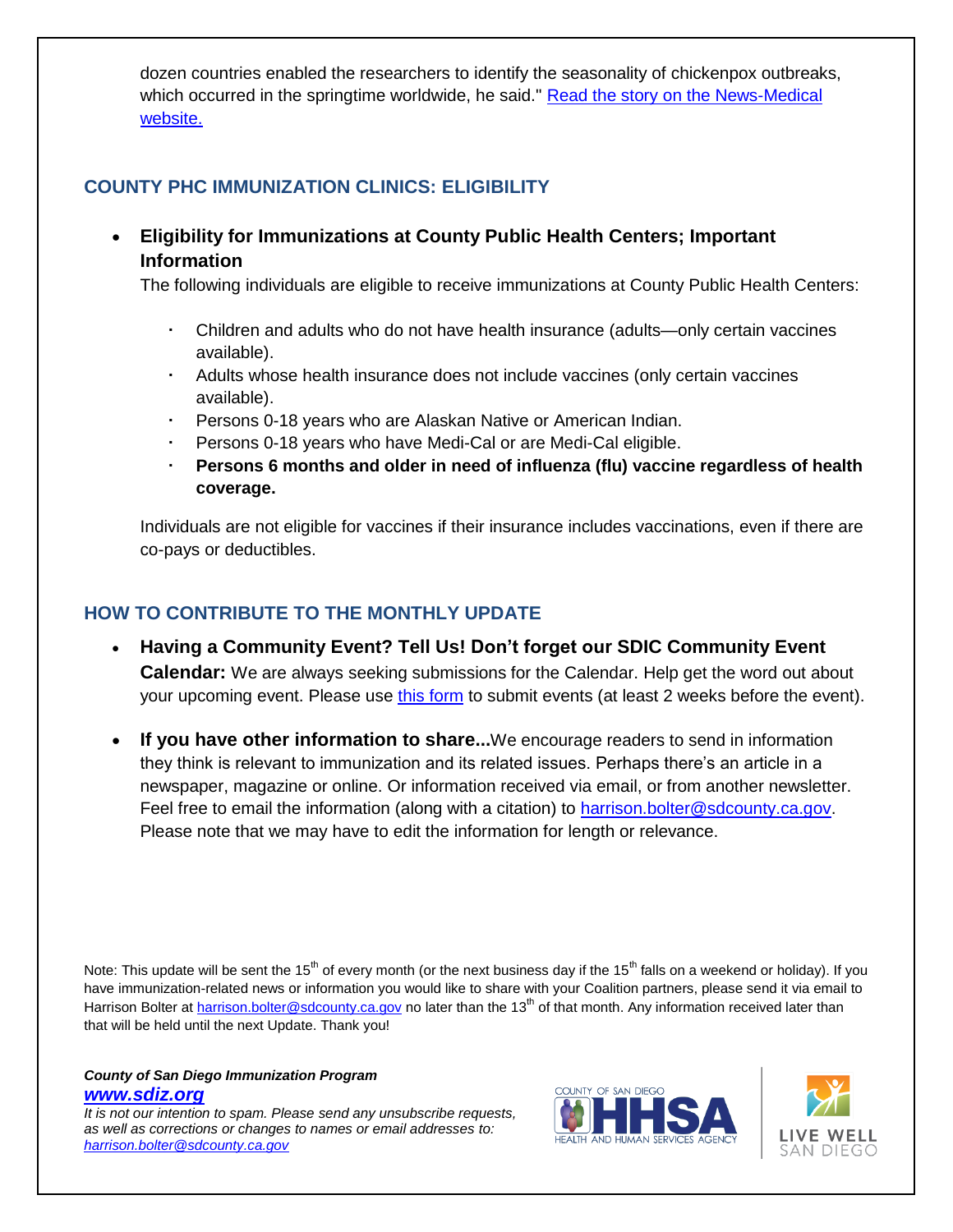dozen countries enabled the researchers to identify the seasonality of chickenpox outbreaks, which occurred in the springtime worldwide, he said." [Read the story on the News-Medical website.]()

## COUNTY PHC IMMUNIZATION CLINICS: ELIGIBILITY

- **Eligibility for Immunizations at County Public Health Centers; Important Information**

  The following individuals are eligible to receive immunizations at County Public Health Centers:

  - Children and adults who do not have health insurance (adults—only certain vaccines available).
  - Adults whose health insurance does not include vaccines (only certain vaccines available).
  - Persons 0-18 years who are Alaskan Native or American Indian.
  - Persons 0-18 years who have Medi-Cal or are Medi-Cal eligible.
  - **Persons 6 months and older in need of influenza (flu) vaccine regardless of health coverage.**

  Individuals are not eligible for vaccines if their insurance includes vaccinations, even if there are co-pays or deductibles.

## HOW TO CONTRIBUTE TO THE MONTHLY UPDATE

- **Having a Community Event? Tell Us! Don't forget our SDIC Community Event Calendar:** We are always seeking submissions for the Calendar. Help get the word out about your upcoming event. Please use [this form]() to submit events (at least 2 weeks before the event).
- **If you have other information to share...**We encourage readers to send in information they think is relevant to immunization and its related issues. Perhaps there's an article in a newspaper, magazine or online. Or information received via email, or from another newsletter. Feel free to email the information (along with a citation) to harrison.bolter@sdcounty.ca.gov. Please note that we may have to edit the information for length or relevance.

Note: This update will be sent the 15th of every month (or the next business day if the 15th falls on a weekend or holiday). If you have immunization-related news or information you would like to share with your Coalition partners, please send it via email to Harrison Bolter at harrison.bolter@sdcounty.ca.gov no later than the 13th of that month. Any information received later than that will be held until the next Update. Thank you!

***County of San Diego Immunization Program***
***[www.sdiz.org]()***
*It is not our intention to spam. Please send any unsubscribe requests, as well as corrections or changes to names or email addresses to: harrison.bolter@sdcounty.ca.gov*

COUNTY OF SAN DIEGO HHSA HEALTH AND HUMAN SERVICES AGENCY

LIVE WELL SAN DIEGO